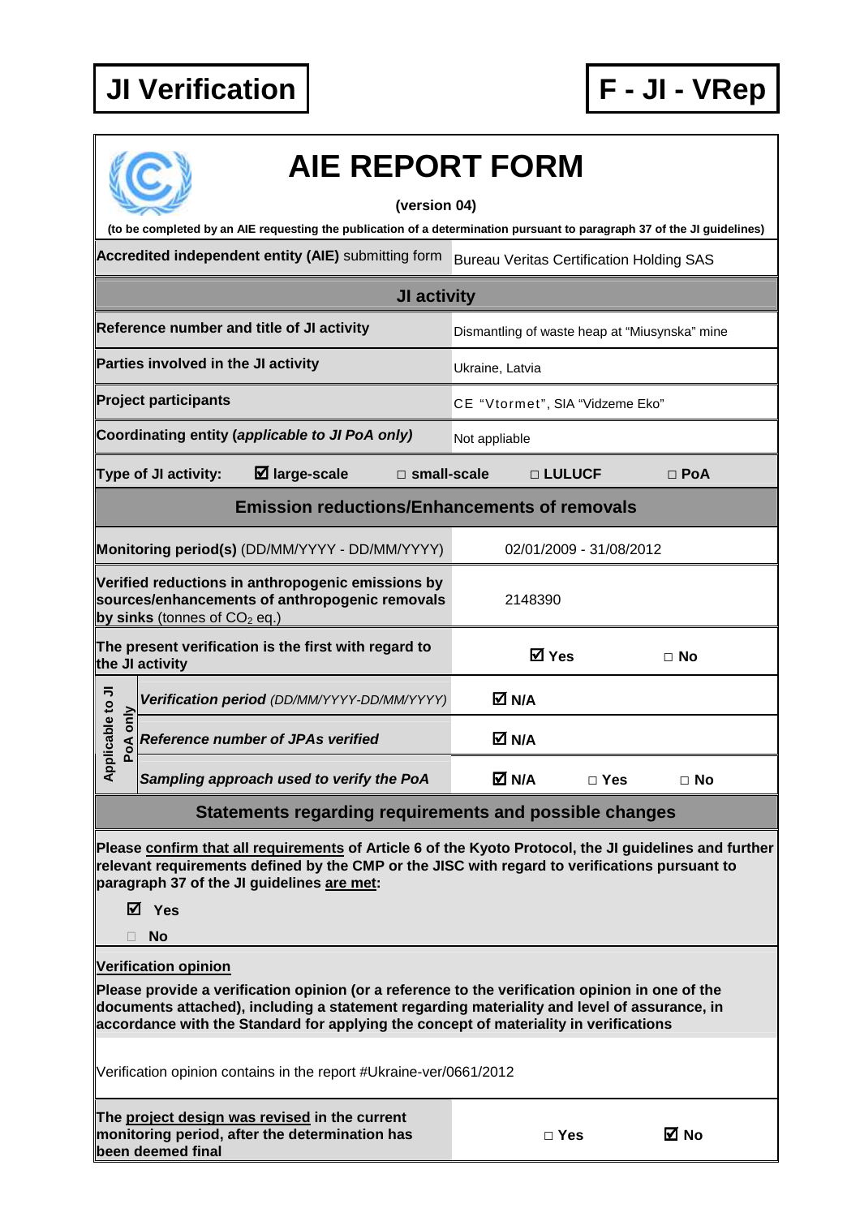**JI Verification**

**F - JI - VRep**

# AIE REPORT FORM

**(version 04)**

**(to be completed by an AIE requesting the publication of a determination pursuant to paragraph 37 of the JI guidelines)**

| **Accredited independent entity (AIE)** submitting form | Bureau Veritas Certification Holding SAS | | |
|---|---|---|---|
| **JI activity** | | | |
| **Reference number and title of JI activity** | Dismantling of waste heap at "Miusynska" mine | | |
| **Parties involved in the JI activity** | Ukraine, Latvia | | |
| **Project participants** | CE "Vtormet", SIA "Vidzeme Eko" | | |
| **Coordinating entity (*applicable to JI PoA only*)** | Not appliable | | |
| **Type of JI activity:** ☑ **large-scale** | □ **small-scale** | □ **LULUCF** | □ **PoA** |
| **Emission reductions/Enhancements of removals** | | | |
| **Monitoring period(s)** (DD/MM/YYYY - DD/MM/YYYY) | 02/01/2009 - 31/08/2012 | | |
| **Verified reductions in anthropogenic emissions by sources/enhancements of anthropogenic removals by sinks** (tonnes of $CO_2$ eq.) | 2148390 | | |
| **The present verification is the first with regard to the JI activity** | ☑ **Yes** | □ **No** | |
| *Applicable to JI PoA only:* ***Verification period*** *(DD/MM/YYYY-DD/MM/YYYY)* | ☑ **N/A** | | |
| *Applicable to JI PoA only:* ***Reference number of JPAs verified*** | ☑ **N/A** | | |
| *Applicable to JI PoA only:* ***Sampling approach used to verify the PoA*** | ☑ **N/A** | □ **Yes** | □ **No** |

## Statements regarding requirements and possible changes

**Please <u>confirm that all requirements</u> of Article 6 of the Kyoto Protocol, the JI guidelines and further relevant requirements defined by the CMP or the JISC with regard to verifications pursuant to paragraph 37 of the JI guidelines <u>are met</u>:**

☑ **Yes**

□ **No**

**<u>Verification opinion</u>**

**Please provide a verification opinion (or a reference to the verification opinion in one of the documents attached), including a statement regarding materiality and level of assurance, in accordance with the Standard for applying the concept of materiality in verifications**

Verification opinion contains in the report #Ukraine-ver/0661/2012

| **The <u>project design was revised</u> in the current monitoring period, after the determination has been deemed final** | □ **Yes** | ☑ **No** |
|---|---|---|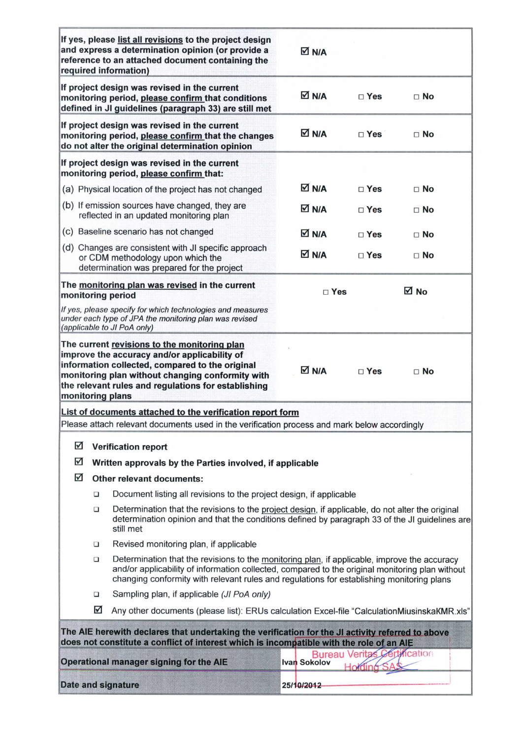| | | | |
|---|---|---|---|
| **If yes, please <u>list all revisions</u> to the project design and express a determination opinion (or provide a reference to an attached document containing the required information)** | ☑ **N/A** | | |
| **If project design was revised in the current monitoring period, <u>please confirm</u> that conditions defined in JI guidelines (paragraph 33) are still met** | ☑ **N/A** | ☐ **Yes** | ☐ **No** |
| **If project design was revised in the current monitoring period, <u>please confirm</u> that the changes do not alter the original determination opinion** | ☑ **N/A** | ☐ **Yes** | ☐ **No** |
| **If project design was revised in the current monitoring period, <u>please confirm</u> that:** | | | |
| (a) Physical location of the project has not changed | ☑ **N/A** | ☐ **Yes** | ☐ **No** |
| (b) If emission sources have changed, they are reflected in an updated monitoring plan | ☑ **N/A** | ☐ **Yes** | ☐ **No** |
| (c) Baseline scenario has not changed | ☑ **N/A** | ☐ **Yes** | ☐ **No** |
| (d) Changes are consistent with JI specific approach or CDM methodology upon which the determination was prepared for the project | ☑ **N/A** | ☐ **Yes** | ☐ **No** |
| **The <u>monitoring plan was revised</u> in the current monitoring period**<br>*If yes, please specify for which technologies and measures under each type of JPA the monitoring plan was revised (applicable to JI PoA only)* | ☐ **Yes** | ☑ **No** | |
| **The current <u>revisions to the monitoring plan</u> improve the accuracy and/or applicability of information collected, compared to the original monitoring plan without changing conformity with the relevant rules and regulations for establishing monitoring plans** | ☑ **N/A** | ☐ **Yes** | ☐ **No** |

**<u>List of documents attached to the verification report form</u>**

Please attach relevant documents used in the verification process and mark below accordingly

- ☑ **Verification report**
- ☑ **Written approvals by the Parties involved, if applicable**
- ☑ **Other relevant documents:**
  - ☐ Document listing all revisions to the project design, if applicable
  - ☐ Determination that the revisions to the <u>project design</u>, if applicable, do not alter the original determination opinion and that the conditions defined by paragraph 33 of the JI guidelines are still met
  - ☐ Revised monitoring plan, if applicable
  - ☐ Determination that the revisions to the <u>monitoring plan</u>, if applicable, improve the accuracy and/or applicability of information collected, compared to the original monitoring plan without changing conformity with relevant rules and regulations for establishing monitoring plans
  - ☐ Sampling plan, if applicable *(JI PoA only)*
  - ☑ Any other documents (please list): ERUs calculation Excel-file "CalculationMiusinskaKMR.xls"

| | |
|---|---|
| **The AIE herewith declares that undertaking the verification for the JI activity referred to above does not constitute a conflict of interest which is incompatible with the role of an AIE** | |
| **Operational manager signing for the AIE** | Ivan Sokolov<br>Bureau Veritas Certification Holding SAS |
| **Date and signature** | 25/10/2012 |